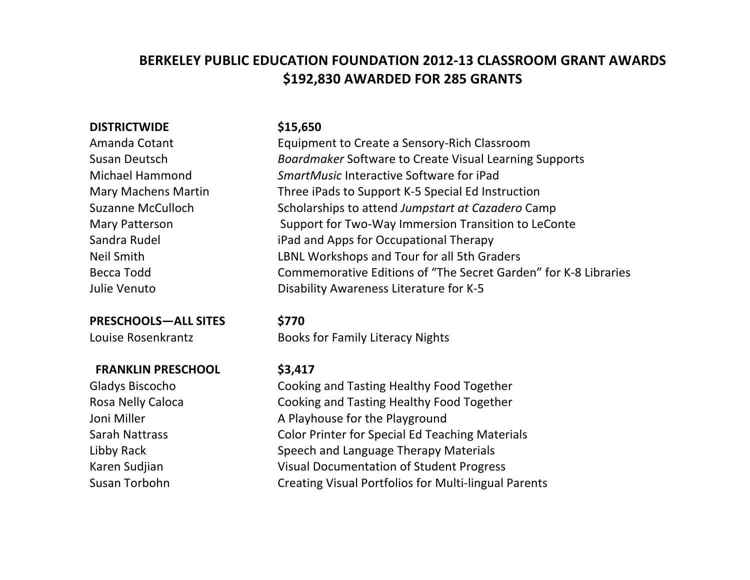# BERKELEY PUBLIC EDUCATION FOUNDATION 2012-13 CLASSROOM GRANT AWARDS
## $192,830 AWARDED FOR 285 GRANTS

| **DISTRICTWIDE** | **$15,650** |
|---|---|
| Amanda Cotant | Equipment to Create a Sensory-Rich Classroom |
| Susan Deutsch | *Boardmaker* Software to Create Visual Learning Supports |
| Michael Hammond | *SmartMusic* Interactive Software for iPad |
| Mary Machens Martin | Three iPads to Support K-5 Special Ed Instruction |
| Suzanne McCulloch | Scholarships to attend *Jumpstart at Cazadero* Camp |
| Mary Patterson | Support for Two-Way Immersion Transition to LeConte |
| Sandra Rudel | iPad and Apps for Occupational Therapy |
| Neil Smith | LBNL Workshops and Tour for all 5th Graders |
| Becca Todd | Commemorative Editions of "The Secret Garden" for K-8 Libraries |
| Julie Venuto | Disability Awareness Literature for K-5 |

| **PRESCHOOLS—ALL SITES** | **$770** |
|---|---|
| Louise Rosenkrantz | Books for Family Literacy Nights |

| **FRANKLIN PRESCHOOL** | **$3,417** |
|---|---|
| Gladys Biscocho | Cooking and Tasting Healthy Food Together |
| Rosa Nelly Caloca | Cooking and Tasting Healthy Food Together |
| Joni Miller | A Playhouse for the Playground |
| Sarah Nattrass | Color Printer for Special Ed Teaching Materials |
| Libby Rack | Speech and Language Therapy Materials |
| Karen Sudjian | Visual Documentation of Student Progress |
| Susan Torbohn | Creating Visual Portfolios for Multi-lingual Parents |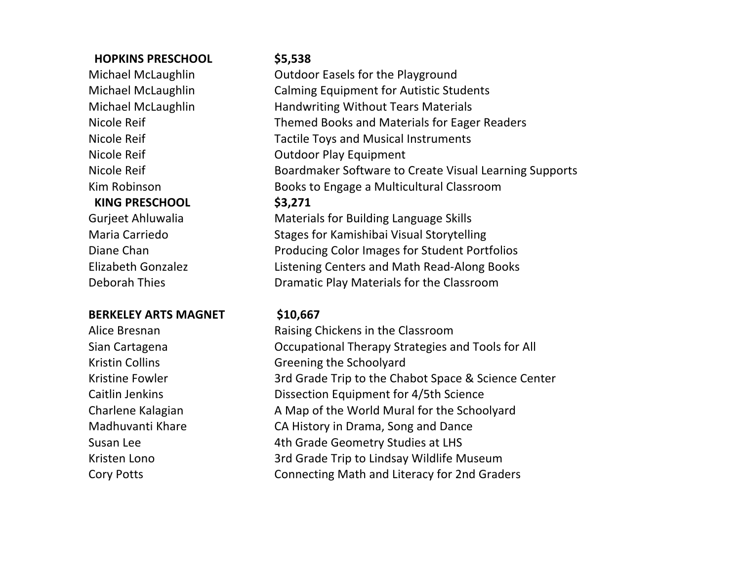| **HOPKINS PRESCHOOL** | **$5,538** |
| --- | --- |
| Michael McLaughlin | Outdoor Easels for the Playground |
| Michael McLaughlin | Calming Equipment for Autistic Students |
| Michael McLaughlin | Handwriting Without Tears Materials |
| Nicole Reif | Themed Books and Materials for Eager Readers |
| Nicole Reif | Tactile Toys and Musical Instruments |
| Nicole Reif | Outdoor Play Equipment |
| Nicole Reif | Boardmaker Software to Create Visual Learning Supports |
| Kim Robinson | Books to Engage a Multicultural Classroom |
| **KING PRESCHOOL** | **$3,271** |
| Gurjeet Ahluwalia | Materials for Building Language Skills |
| Maria Carriedo | Stages for Kamishibai Visual Storytelling |
| Diane Chan | Producing Color Images for Student Portfolios |
| Elizabeth Gonzalez | Listening Centers and Math Read-Along Books |
| Deborah Thies | Dramatic Play Materials for the Classroom |

| **BERKELEY ARTS MAGNET** | **$10,667** |
| --- | --- |
| Alice Bresnan | Raising Chickens in the Classroom |
| Sian Cartagena | Occupational Therapy Strategies and Tools for All |
| Kristin Collins | Greening the Schoolyard |
| Kristine Fowler | 3rd Grade Trip to the Chabot Space & Science Center |
| Caitlin Jenkins | Dissection Equipment for 4/5th Science |
| Charlene Kalagian | A Map of the World Mural for the Schoolyard |
| Madhuvanti Khare | CA History in Drama, Song and Dance |
| Susan Lee | 4th Grade Geometry Studies at LHS |
| Kristen Lono | 3rd Grade Trip to Lindsay Wildlife Museum |
| Cory Potts | Connecting Math and Literacy for 2nd Graders |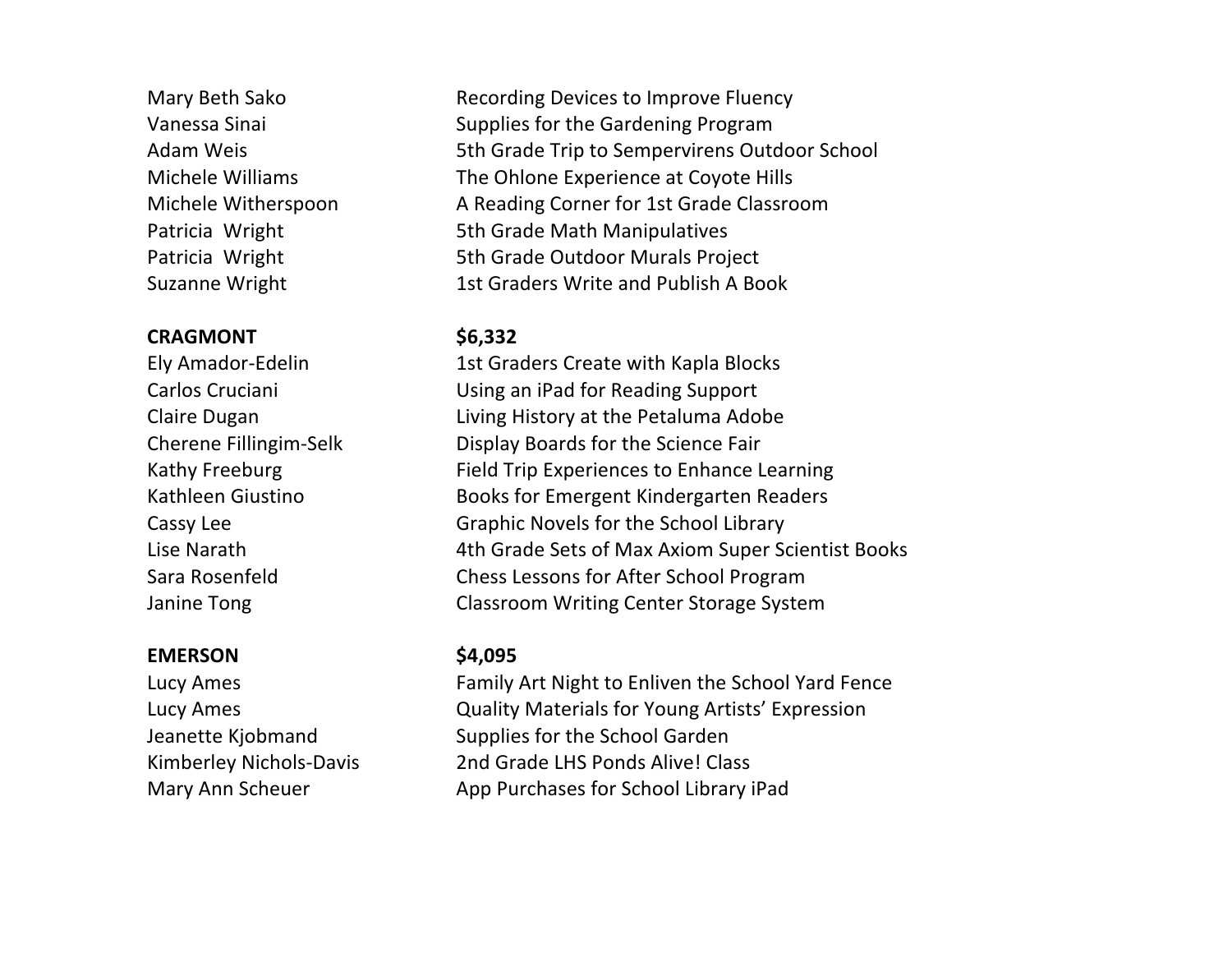| | |
|---|---|
| Mary Beth Sako | Recording Devices to Improve Fluency |
| Vanessa Sinai | Supplies for the Gardening Program |
| Adam Weis | 5th Grade Trip to Sempervirens Outdoor School |
| Michele Williams | The Ohlone Experience at Coyote Hills |
| Michele Witherspoon | A Reading Corner for 1st Grade Classroom |
| Patricia Wright | 5th Grade Math Manipulatives |
| Patricia Wright | 5th Grade Outdoor Murals Project |
| Suzanne Wright | 1st Graders Write and Publish A Book |

| **CRAGMONT** | **$6,332** |
|---|---|
| Ely Amador-Edelin | 1st Graders Create with Kapla Blocks |
| Carlos Cruciani | Using an iPad for Reading Support |
| Claire Dugan | Living History at the Petaluma Adobe |
| Cherene Fillingim-Selk | Display Boards for the Science Fair |
| Kathy Freeburg | Field Trip Experiences to Enhance Learning |
| Kathleen Giustino | Books for Emergent Kindergarten Readers |
| Cassy Lee | Graphic Novels for the School Library |
| Lise Narath | 4th Grade Sets of Max Axiom Super Scientist Books |
| Sara Rosenfeld | Chess Lessons for After School Program |
| Janine Tong | Classroom Writing Center Storage System |

| **EMERSON** | **$4,095** |
|---|---|
| Lucy Ames | Family Art Night to Enliven the School Yard Fence |
| Lucy Ames | Quality Materials for Young Artists' Expression |
| Jeanette Kjobmand | Supplies for the School Garden |
| Kimberley Nichols-Davis | 2nd Grade LHS Ponds Alive! Class |
| Mary Ann Scheuer | App Purchases for School Library iPad |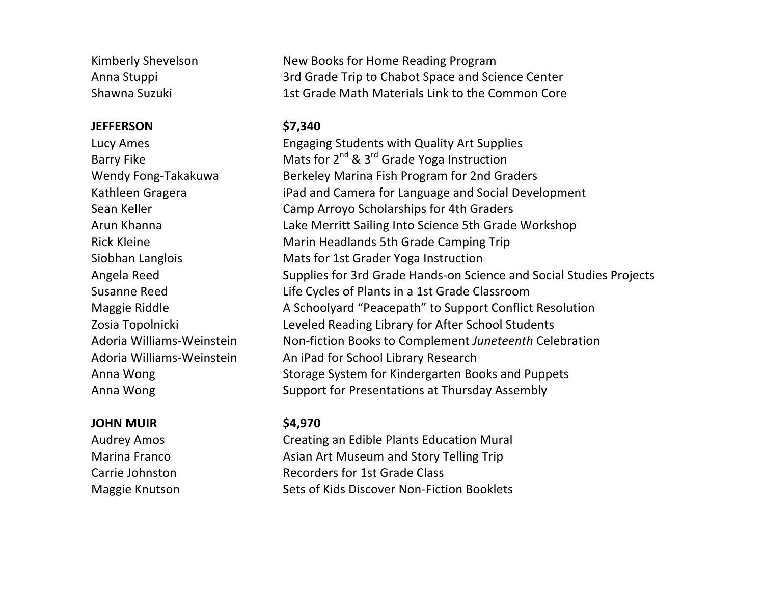| | |
|---|---|
| Kimberly Shevelson | New Books for Home Reading Program |
| Anna Stuppi | 3rd Grade Trip to Chabot Space and Science Center |
| Shawna Suzuki | 1st Grade Math Materials Link to the Common Core |
| | |
| **JEFFERSON** | **$7,340** |
| Lucy Ames | Engaging Students with Quality Art Supplies |
| Barry Fike | Mats for 2nd & 3rd Grade Yoga Instruction |
| Wendy Fong-Takakuwa | Berkeley Marina Fish Program for 2nd Graders |
| Kathleen Gragera | iPad and Camera for Language and Social Development |
| Sean Keller | Camp Arroyo Scholarships for 4th Graders |
| Arun Khanna | Lake Merritt Sailing Into Science 5th Grade Workshop |
| Rick Kleine | Marin Headlands 5th Grade Camping Trip |
| Siobhan Langlois | Mats for 1st Grader Yoga Instruction |
| Angela Reed | Supplies for 3rd Grade Hands-on Science and Social Studies Projects |
| Susanne Reed | Life Cycles of Plants in a 1st Grade Classroom |
| Maggie Riddle | A Schoolyard "Peacepath" to Support Conflict Resolution |
| Zosia Topolnicki | Leveled Reading Library for After School Students |
| Adoria Williams-Weinstein | Non-fiction Books to Complement *Juneteenth* Celebration |
| Adoria Williams-Weinstein | An iPad for School Library Research |
| Anna Wong | Storage System for Kindergarten Books and Puppets |
| Anna Wong | Support for Presentations at Thursday Assembly |
| | |
| **JOHN MUIR** | **$4,970** |
| Audrey Amos | Creating an Edible Plants Education Mural |
| Marina Franco | Asian Art Museum and Story Telling Trip |
| Carrie Johnston | Recorders for 1st Grade Class |
| Maggie Knutson | Sets of Kids Discover Non-Fiction Booklets |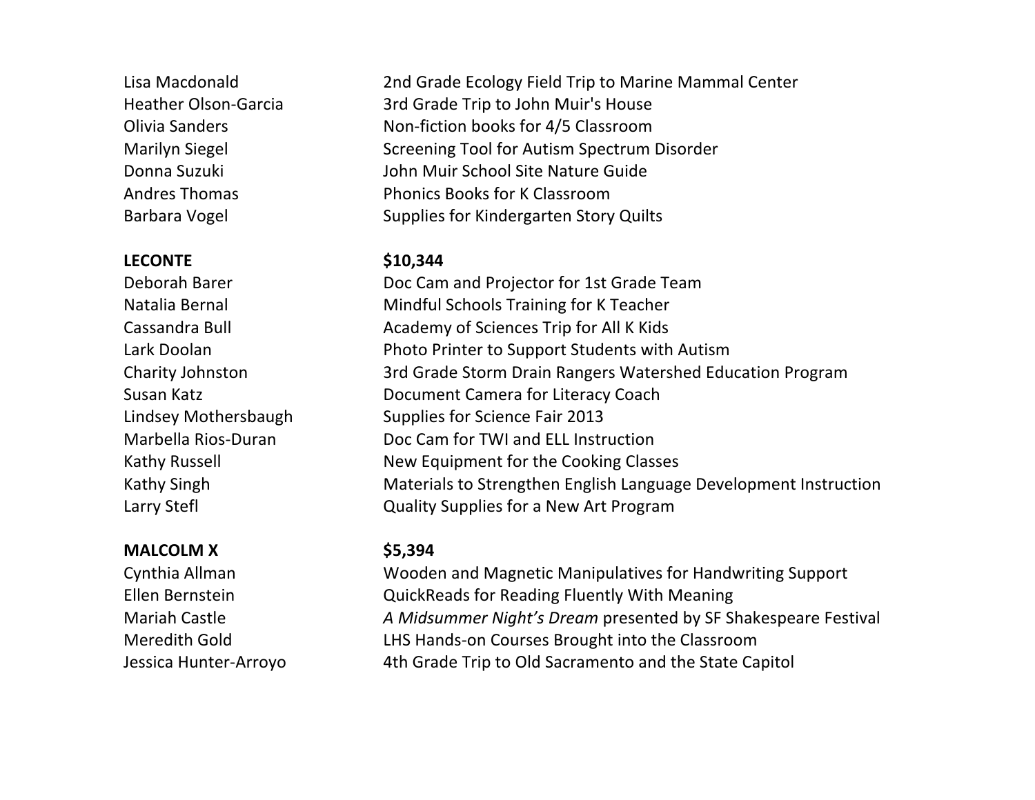| | |
|---|---|
| Lisa Macdonald | 2nd Grade Ecology Field Trip to Marine Mammal Center |
| Heather Olson-Garcia | 3rd Grade Trip to John Muir's House |
| Olivia Sanders | Non-fiction books for 4/5 Classroom |
| Marilyn Siegel | Screening Tool for Autism Spectrum Disorder |
| Donna Suzuki | John Muir School Site Nature Guide |
| Andres Thomas | Phonics Books for K Classroom |
| Barbara Vogel | Supplies for Kindergarten Story Quilts |

| **LECONTE** | **$10,344** |
|---|---|
| Deborah Barer | Doc Cam and Projector for 1st Grade Team |
| Natalia Bernal | Mindful Schools Training for K Teacher |
| Cassandra Bull | Academy of Sciences Trip for All K Kids |
| Lark Doolan | Photo Printer to Support Students with Autism |
| Charity Johnston | 3rd Grade Storm Drain Rangers Watershed Education Program |
| Susan Katz | Document Camera for Literacy Coach |
| Lindsey Mothersbaugh | Supplies for Science Fair 2013 |
| Marbella Rios-Duran | Doc Cam for TWI and ELL Instruction |
| Kathy Russell | New Equipment for the Cooking Classes |
| Kathy Singh | Materials to Strengthen English Language Development Instruction |
| Larry Stefl | Quality Supplies for a New Art Program |

| **MALCOLM X** | **$5,394** |
|---|---|
| Cynthia Allman | Wooden and Magnetic Manipulatives for Handwriting Support |
| Ellen Bernstein | QuickReads for Reading Fluently With Meaning |
| Mariah Castle | *A Midsummer Night's Dream* presented by SF Shakespeare Festival |
| Meredith Gold | LHS Hands-on Courses Brought into the Classroom |
| Jessica Hunter-Arroyo | 4th Grade Trip to Old Sacramento and the State Capitol |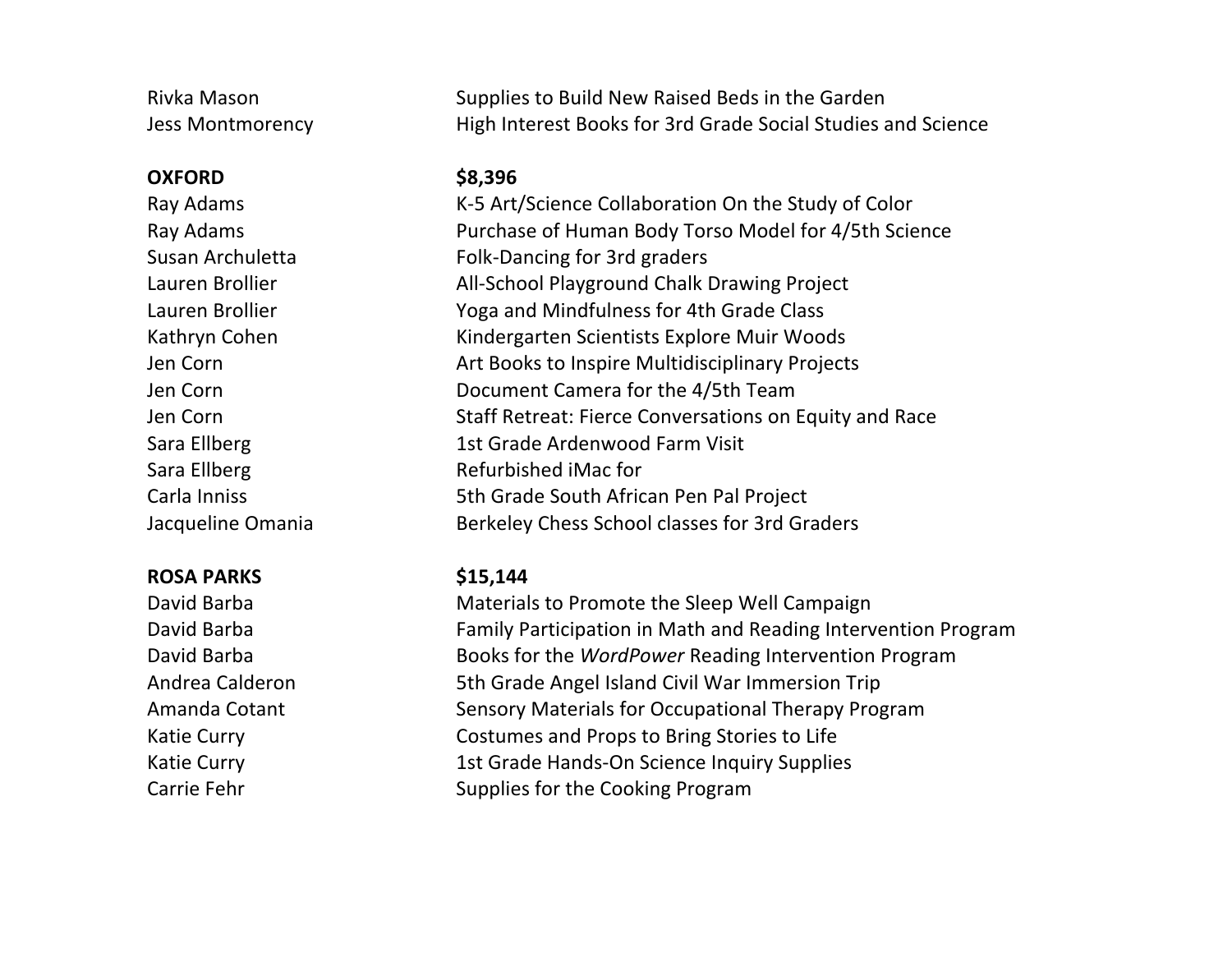| | |
|---|---|
| Rivka Mason | Supplies to Build New Raised Beds in the Garden |
| Jess Montmorency | High Interest Books for 3rd Grade Social Studies and Science |
| | |
| **OXFORD** | **$8,396** |
| Ray Adams | K-5 Art/Science Collaboration On the Study of Color |
| Ray Adams | Purchase of Human Body Torso Model for 4/5th Science |
| Susan Archuletta | Folk-Dancing for 3rd graders |
| Lauren Brollier | All-School Playground Chalk Drawing Project |
| Lauren Brollier | Yoga and Mindfulness for 4th Grade Class |
| Kathryn Cohen | Kindergarten Scientists Explore Muir Woods |
| Jen Corn | Art Books to Inspire Multidisciplinary Projects |
| Jen Corn | Document Camera for the 4/5th Team |
| Jen Corn | Staff Retreat: Fierce Conversations on Equity and Race |
| Sara Ellberg | 1st Grade Ardenwood Farm Visit |
| Sara Ellberg | Refurbished iMac for |
| Carla Inniss | 5th Grade South African Pen Pal Project |
| Jacqueline Omania | Berkeley Chess School classes for 3rd Graders |
| | |
| **ROSA PARKS** | **$15,144** |
| David Barba | Materials to Promote the Sleep Well Campaign |
| David Barba | Family Participation in Math and Reading Intervention Program |
| David Barba | Books for the *WordPower* Reading Intervention Program |
| Andrea Calderon | 5th Grade Angel Island Civil War Immersion Trip |
| Amanda Cotant | Sensory Materials for Occupational Therapy Program |
| Katie Curry | Costumes and Props to Bring Stories to Life |
| Katie Curry | 1st Grade Hands-On Science Inquiry Supplies |
| Carrie Fehr | Supplies for the Cooking Program |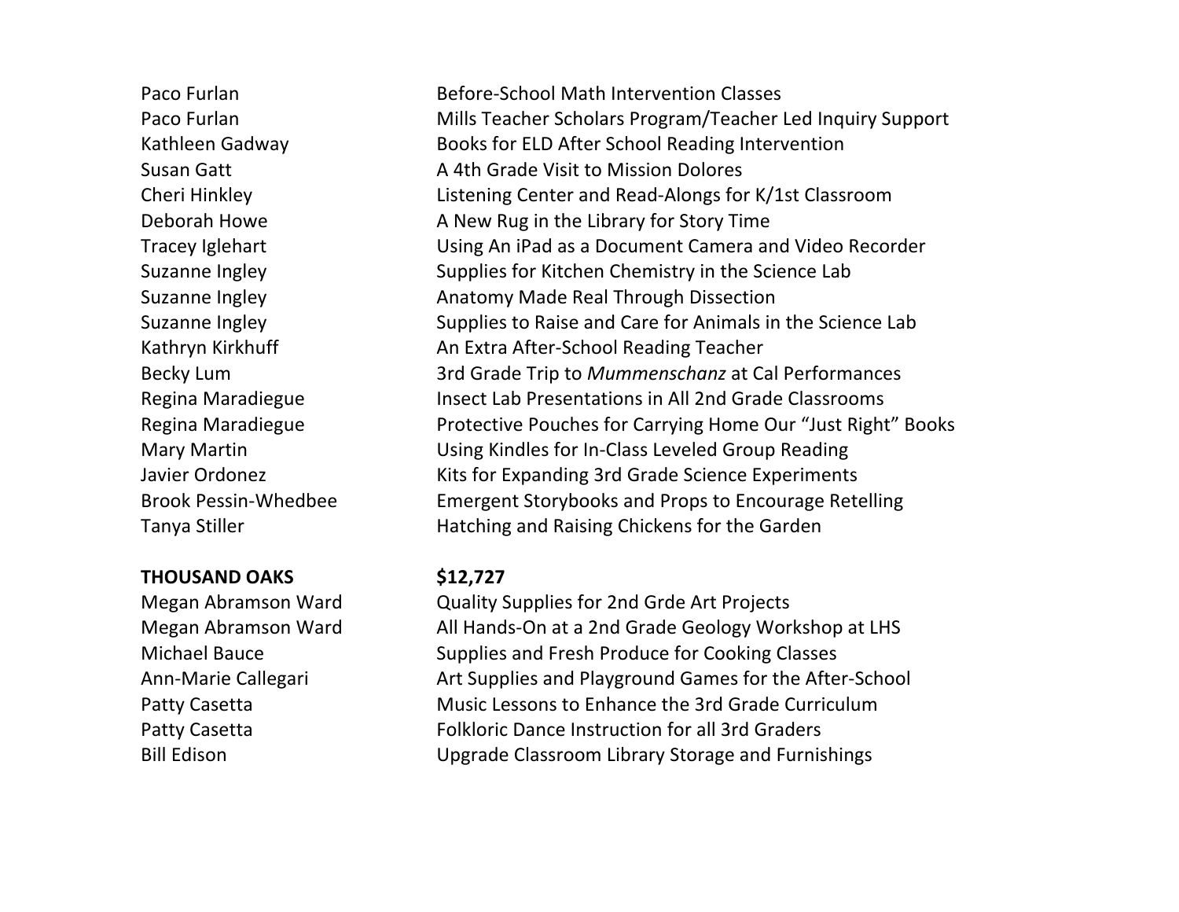| | |
|---|---|
| Paco Furlan | Before-School Math Intervention Classes |
| Paco Furlan | Mills Teacher Scholars Program/Teacher Led Inquiry Support |
| Kathleen Gadway | Books for ELD After School Reading Intervention |
| Susan Gatt | A 4th Grade Visit to Mission Dolores |
| Cheri Hinkley | Listening Center and Read-Alongs for K/1st Classroom |
| Deborah Howe | A New Rug in the Library for Story Time |
| Tracey Iglehart | Using An iPad as a Document Camera and Video Recorder |
| Suzanne Ingley | Supplies for Kitchen Chemistry in the Science Lab |
| Suzanne Ingley | Anatomy Made Real Through Dissection |
| Suzanne Ingley | Supplies to Raise and Care for Animals in the Science Lab |
| Kathryn Kirkhuff | An Extra After-School Reading Teacher |
| Becky Lum | 3rd Grade Trip to *Mummenschanz* at Cal Performances |
| Regina Maradiegue | Insect Lab Presentations in All 2nd Grade Classrooms |
| Regina Maradiegue | Protective Pouches for Carrying Home Our “Just Right” Books |
| Mary Martin | Using Kindles for In-Class Leveled Group Reading |
| Javier Ordonez | Kits for Expanding 3rd Grade Science Experiments |
| Brook Pessin-Whedbee | Emergent Storybooks and Props to Encourage Retelling |
| Tanya Stiller | Hatching and Raising Chickens for the Garden |

| **THOUSAND OAKS** | **$12,727** |
|---|---|
| Megan Abramson Ward | Quality Supplies for 2nd Grde Art Projects |
| Megan Abramson Ward | All Hands-On at a 2nd Grade Geology Workshop at LHS |
| Michael Bauce | Supplies and Fresh Produce for Cooking Classes |
| Ann-Marie Callegari | Art Supplies and Playground Games for the After-School |
| Patty Casetta | Music Lessons to Enhance the 3rd Grade Curriculum |
| Patty Casetta | Folkloric Dance Instruction for all 3rd Graders |
| Bill Edison | Upgrade Classroom Library Storage and Furnishings |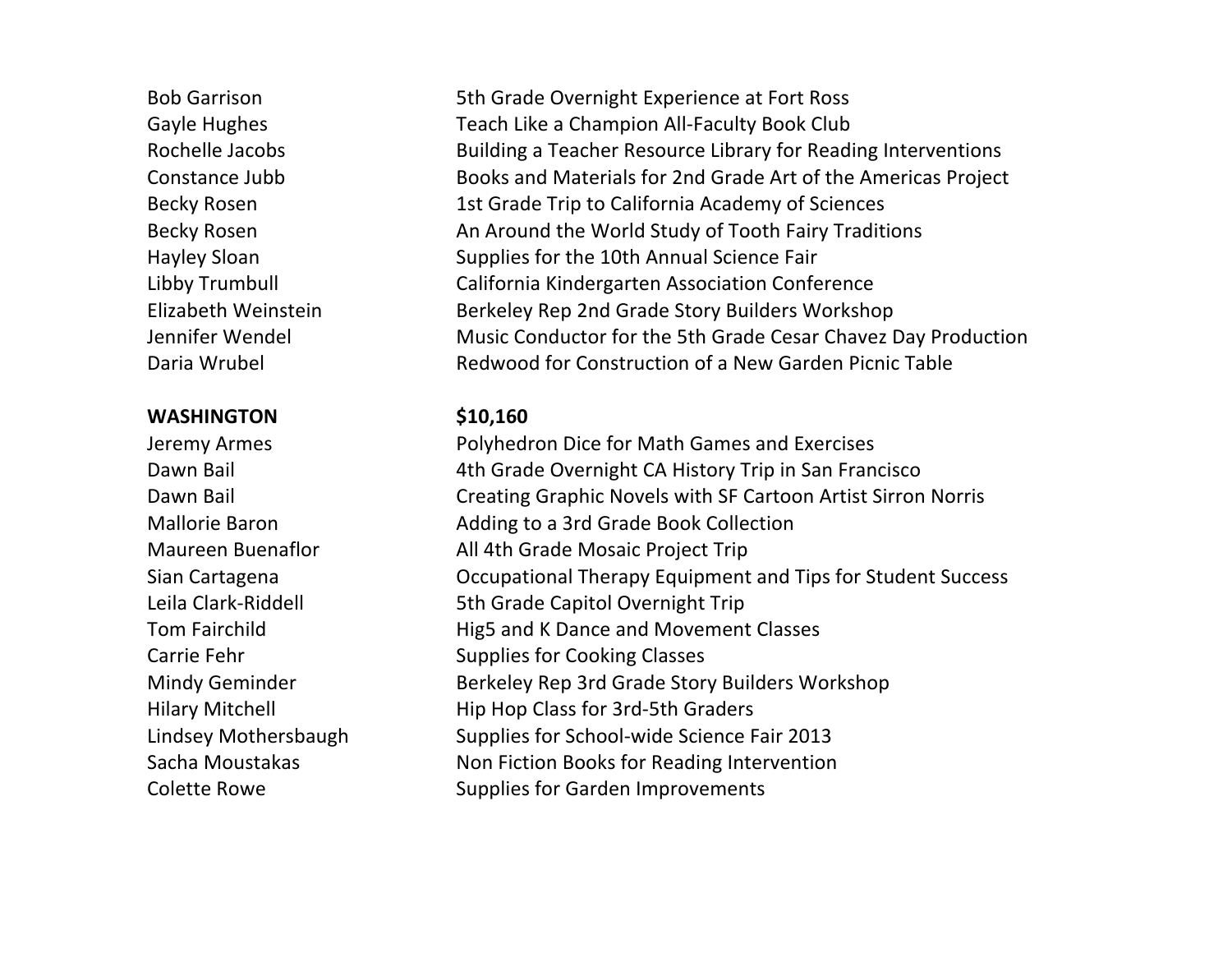| | |
|---|---|
| Bob Garrison | 5th Grade Overnight Experience at Fort Ross |
| Gayle Hughes | Teach Like a Champion All-Faculty Book Club |
| Rochelle Jacobs | Building a Teacher Resource Library for Reading Interventions |
| Constance Jubb | Books and Materials for 2nd Grade Art of the Americas Project |
| Becky Rosen | 1st Grade Trip to California Academy of Sciences |
| Becky Rosen | An Around the World Study of Tooth Fairy Traditions |
| Hayley Sloan | Supplies for the 10th Annual Science Fair |
| Libby Trumbull | California Kindergarten Association Conference |
| Elizabeth Weinstein | Berkeley Rep 2nd Grade Story Builders Workshop |
| Jennifer Wendel | Music Conductor for the 5th Grade Cesar Chavez Day Production |
| Daria Wrubel | Redwood for Construction of a New Garden Picnic Table |

| **WASHINGTON** | **$10,160** |
|---|---|
| Jeremy Armes | Polyhedron Dice for Math Games and Exercises |
| Dawn Bail | 4th Grade Overnight CA History Trip in San Francisco |
| Dawn Bail | Creating Graphic Novels with SF Cartoon Artist Sirron Norris |
| Mallorie Baron | Adding to a 3rd Grade Book Collection |
| Maureen Buenaflor | All 4th Grade Mosaic Project Trip |
| Sian Cartagena | Occupational Therapy Equipment and Tips for Student Success |
| Leila Clark-Riddell | 5th Grade Capitol Overnight Trip |
| Tom Fairchild | Hig5 and K Dance and Movement Classes |
| Carrie Fehr | Supplies for Cooking Classes |
| Mindy Geminder | Berkeley Rep 3rd Grade Story Builders Workshop |
| Hilary Mitchell | Hip Hop Class for 3rd-5th Graders |
| Lindsey Mothersbaugh | Supplies for School-wide Science Fair 2013 |
| Sacha Moustakas | Non Fiction Books for Reading Intervention |
| Colette Rowe | Supplies for Garden Improvements |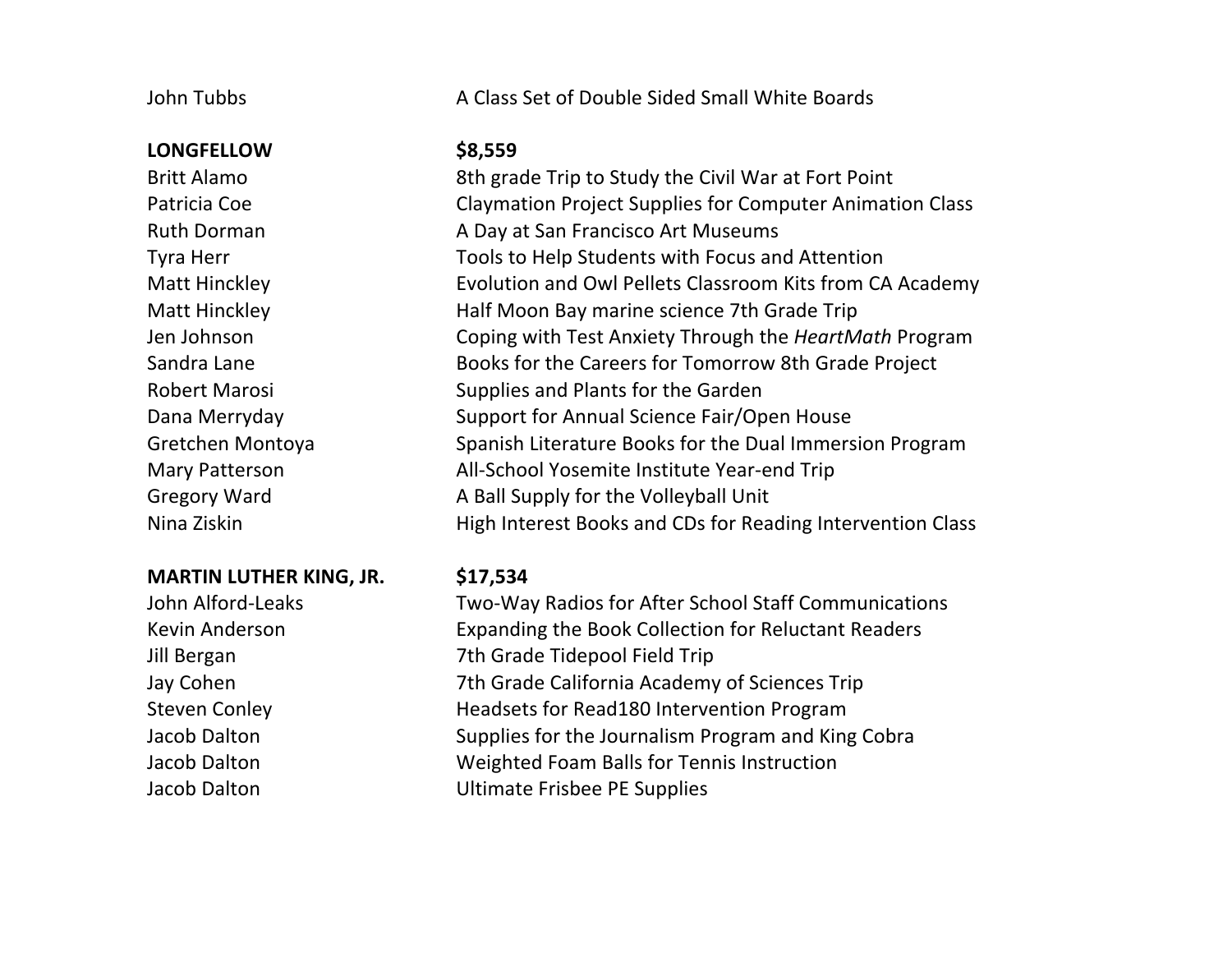| | |
|---|---|
| John Tubbs | A Class Set of Double Sided Small White Boards |
| | |
| **LONGFELLOW** | **$8,559** |
| Britt Alamo | 8th grade Trip to Study the Civil War at Fort Point |
| Patricia Coe | Claymation Project Supplies for Computer Animation Class |
| Ruth Dorman | A Day at San Francisco Art Museums |
| Tyra Herr | Tools to Help Students with Focus and Attention |
| Matt Hinckley | Evolution and Owl Pellets Classroom Kits from CA Academy |
| Matt Hinckley | Half Moon Bay marine science 7th Grade Trip |
| Jen Johnson | Coping with Test Anxiety Through the *HeartMath* Program |
| Sandra Lane | Books for the Careers for Tomorrow 8th Grade Project |
| Robert Marosi | Supplies and Plants for the Garden |
| Dana Merryday | Support for Annual Science Fair/Open House |
| Gretchen Montoya | Spanish Literature Books for the Dual Immersion Program |
| Mary Patterson | All-School Yosemite Institute Year-end Trip |
| Gregory Ward | A Ball Supply for the Volleyball Unit |
| Nina Ziskin | High Interest Books and CDs for Reading Intervention Class |
| | |
| **MARTIN LUTHER KING, JR.** | **$17,534** |
| John Alford-Leaks | Two-Way Radios for After School Staff Communications |
| Kevin Anderson | Expanding the Book Collection for Reluctant Readers |
| Jill Bergan | 7th Grade Tidepool Field Trip |
| Jay Cohen | 7th Grade California Academy of Sciences Trip |
| Steven Conley | Headsets for Read180 Intervention Program |
| Jacob Dalton | Supplies for the Journalism Program and King Cobra |
| Jacob Dalton | Weighted Foam Balls for Tennis Instruction |
| Jacob Dalton | Ultimate Frisbee PE Supplies |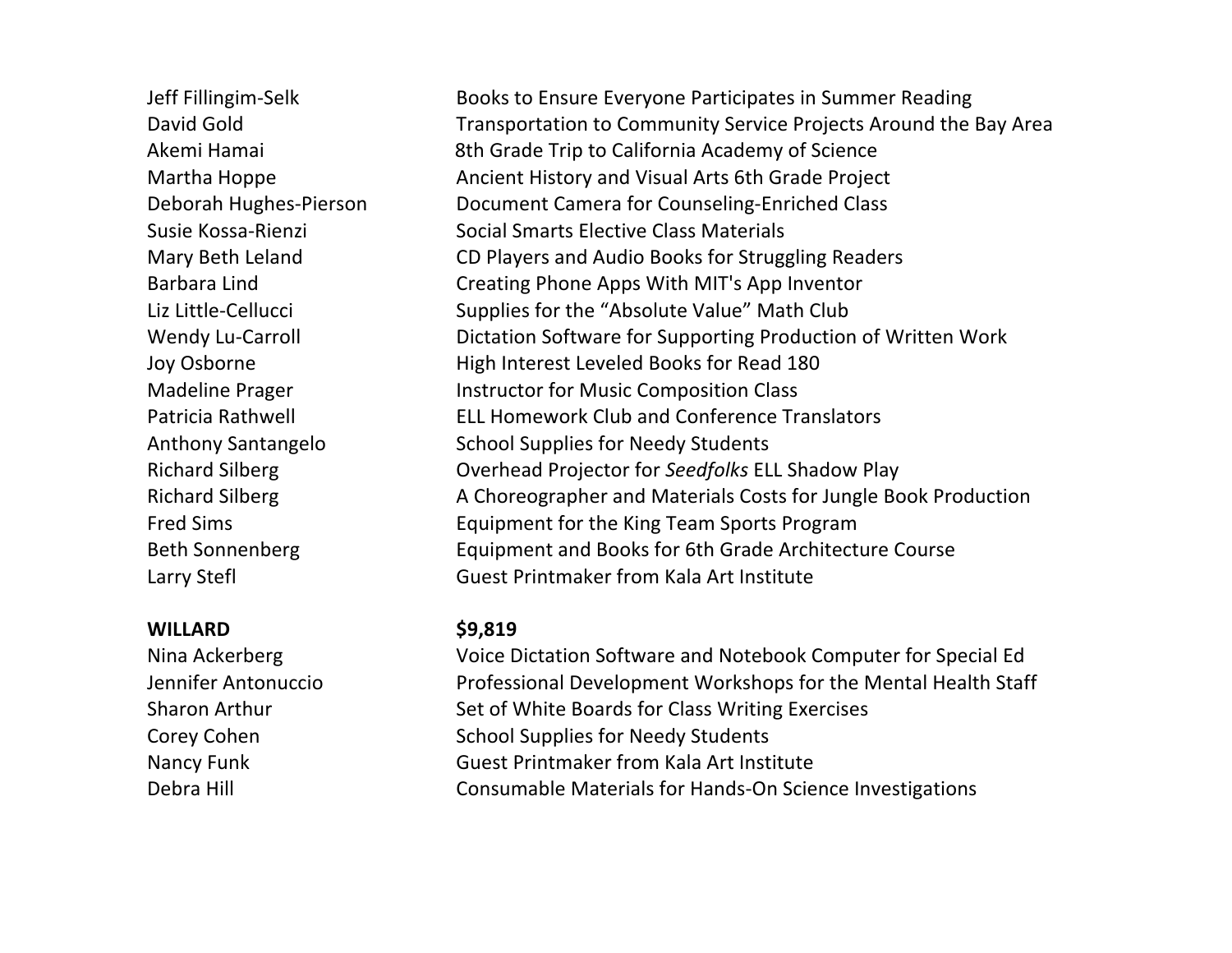| | |
|---|---|
| Jeff Fillingim-Selk | Books to Ensure Everyone Participates in Summer Reading |
| David Gold | Transportation to Community Service Projects Around the Bay Area |
| Akemi Hamai | 8th Grade Trip to California Academy of Science |
| Martha Hoppe | Ancient History and Visual Arts 6th Grade Project |
| Deborah Hughes-Pierson | Document Camera for Counseling-Enriched Class |
| Susie Kossa-Rienzi | Social Smarts Elective Class Materials |
| Mary Beth Leland | CD Players and Audio Books for Struggling Readers |
| Barbara Lind | Creating Phone Apps With MIT's App Inventor |
| Liz Little-Cellucci | Supplies for the “Absolute Value” Math Club |
| Wendy Lu-Carroll | Dictation Software for Supporting Production of Written Work |
| Joy Osborne | High Interest Leveled Books for Read 180 |
| Madeline Prager | Instructor for Music Composition Class |
| Patricia Rathwell | ELL Homework Club and Conference Translators |
| Anthony Santangelo | School Supplies for Needy Students |
| Richard Silberg | Overhead Projector for *Seedfolks* ELL Shadow Play |
| Richard Silberg | A Choreographer and Materials Costs for Jungle Book Production |
| Fred Sims | Equipment for the King Team Sports Program |
| Beth Sonnenberg | Equipment and Books for 6th Grade Architecture Course |
| Larry Stefl | Guest Printmaker from Kala Art Institute |

| **WILLARD** | **$9,819** |
|---|---|
| Nina Ackerberg | Voice Dictation Software and Notebook Computer for Special Ed |
| Jennifer Antonuccio | Professional Development Workshops for the Mental Health Staff |
| Sharon Arthur | Set of White Boards for Class Writing Exercises |
| Corey Cohen | School Supplies for Needy Students |
| Nancy Funk | Guest Printmaker from Kala Art Institute |
| Debra Hill | Consumable Materials for Hands-On Science Investigations |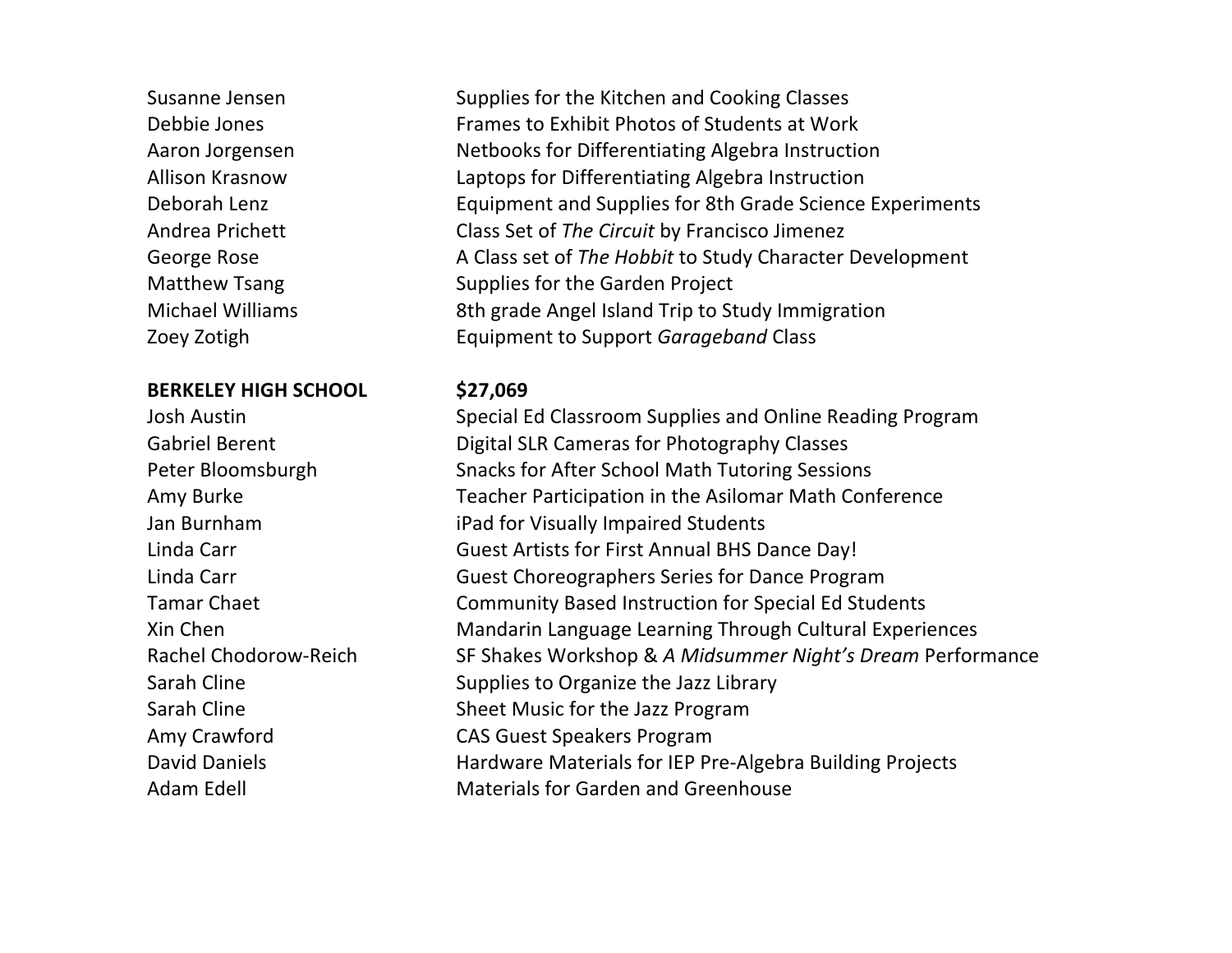| | |
|---|---|
| Susanne Jensen | Supplies for the Kitchen and Cooking Classes |
| Debbie Jones | Frames to Exhibit Photos of Students at Work |
| Aaron Jorgensen | Netbooks for Differentiating Algebra Instruction |
| Allison Krasnow | Laptops for Differentiating Algebra Instruction |
| Deborah Lenz | Equipment and Supplies for 8th Grade Science Experiments |
| Andrea Prichett | Class Set of *The Circuit* by Francisco Jimenez |
| George Rose | A Class set of *The Hobbit* to Study Character Development |
| Matthew Tsang | Supplies for the Garden Project |
| Michael Williams | 8th grade Angel Island Trip to Study Immigration |
| Zoey Zotigh | Equipment to Support *Garageband* Class |

| **BERKELEY HIGH SCHOOL** | **$27,069** |
|---|---|
| Josh Austin | Special Ed Classroom Supplies and Online Reading Program |
| Gabriel Berent | Digital SLR Cameras for Photography Classes |
| Peter Bloomsburgh | Snacks for After School Math Tutoring Sessions |
| Amy Burke | Teacher Participation in the Asilomar Math Conference |
| Jan Burnham | iPad for Visually Impaired Students |
| Linda Carr | Guest Artists for First Annual BHS Dance Day! |
| Linda Carr | Guest Choreographers Series for Dance Program |
| Tamar Chaet | Community Based Instruction for Special Ed Students |
| Xin Chen | Mandarin Language Learning Through Cultural Experiences |
| Rachel Chodorow-Reich | SF Shakes Workshop & *A Midsummer Night's Dream* Performance |
| Sarah Cline | Supplies to Organize the Jazz Library |
| Sarah Cline | Sheet Music for the Jazz Program |
| Amy Crawford | CAS Guest Speakers Program |
| David Daniels | Hardware Materials for IEP Pre-Algebra Building Projects |
| Adam Edell | Materials for Garden and Greenhouse |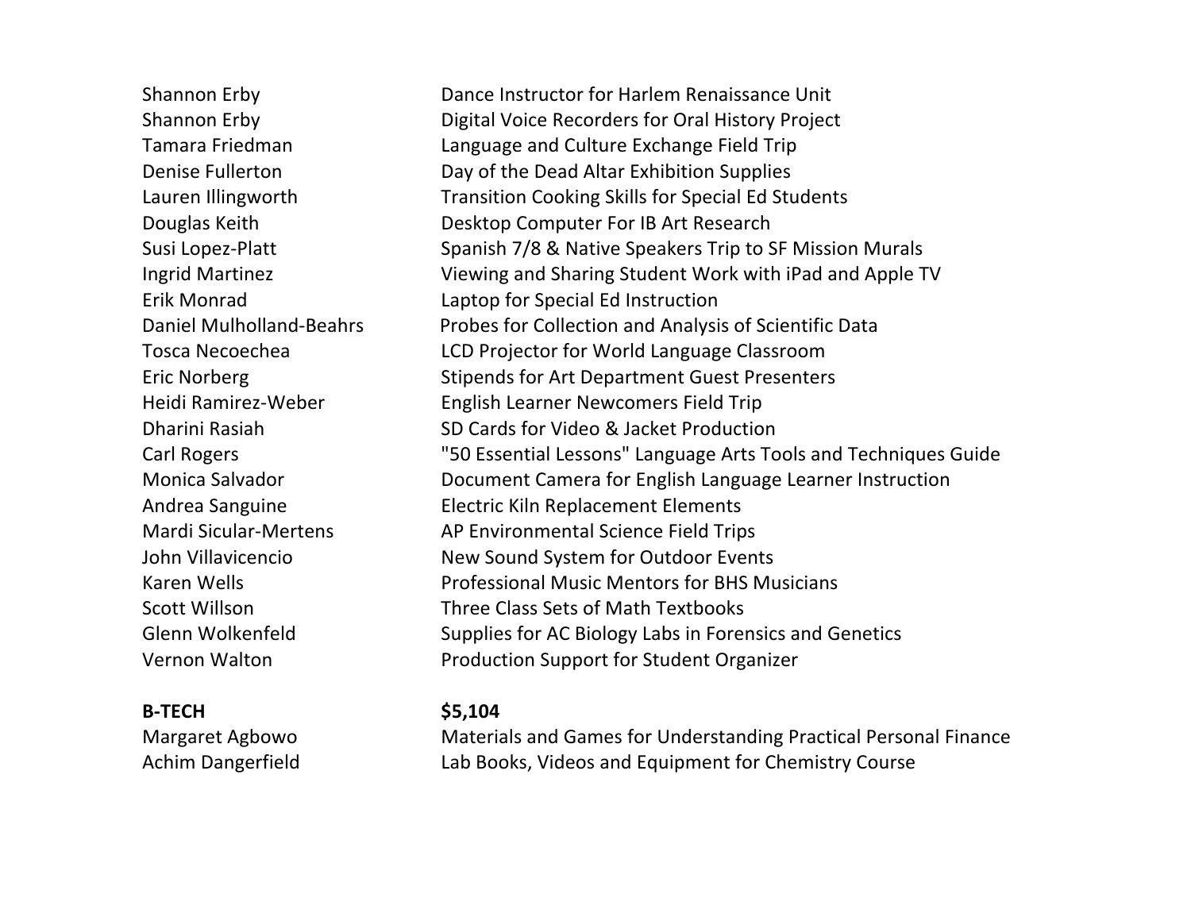| | |
|---|---|
| Shannon Erby | Dance Instructor for Harlem Renaissance Unit |
| Shannon Erby | Digital Voice Recorders for Oral History Project |
| Tamara Friedman | Language and Culture Exchange Field Trip |
| Denise Fullerton | Day of the Dead Altar Exhibition Supplies |
| Lauren Illingworth | Transition Cooking Skills for Special Ed Students |
| Douglas Keith | Desktop Computer For IB Art Research |
| Susi Lopez-Platt | Spanish 7/8 & Native Speakers Trip to SF Mission Murals |
| Ingrid Martinez | Viewing and Sharing Student Work with iPad and Apple TV |
| Erik Monrad | Laptop for Special Ed Instruction |
| Daniel Mulholland-Beahrs | Probes for Collection and Analysis of Scientific Data |
| Tosca Necoechea | LCD Projector for World Language Classroom |
| Eric Norberg | Stipends for Art Department Guest Presenters |
| Heidi Ramirez-Weber | English Learner Newcomers Field Trip |
| Dharini Rasiah | SD Cards for Video & Jacket Production |
| Carl Rogers | "50 Essential Lessons" Language Arts Tools and Techniques Guide |
| Monica Salvador | Document Camera for English Language Learner Instruction |
| Andrea Sanguine | Electric Kiln Replacement Elements |
| Mardi Sicular-Mertens | AP Environmental Science Field Trips |
| John Villavicencio | New Sound System for Outdoor Events |
| Karen Wells | Professional Music Mentors for BHS Musicians |
| Scott Willson | Three Class Sets of Math Textbooks |
| Glenn Wolkenfeld | Supplies for AC Biology Labs in Forensics and Genetics |
| Vernon Walton | Production Support for Student Organizer |

| **B-TECH** | **$5,104** |
|---|---|
| Margaret Agbowo | Materials and Games for Understanding Practical Personal Finance |
| Achim Dangerfield | Lab Books, Videos and Equipment for Chemistry Course |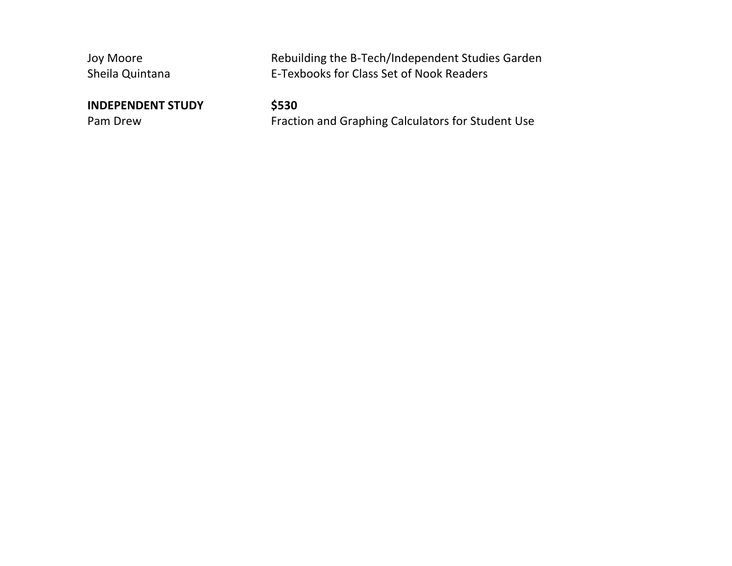| | |
|---|---|
| Joy Moore | Rebuilding the B-Tech/Independent Studies Garden |
| Sheila Quintana | E-Texbooks for Class Set of Nook Readers |
| **INDEPENDENT STUDY** | **$530** |
| Pam Drew | Fraction and Graphing Calculators for Student Use |